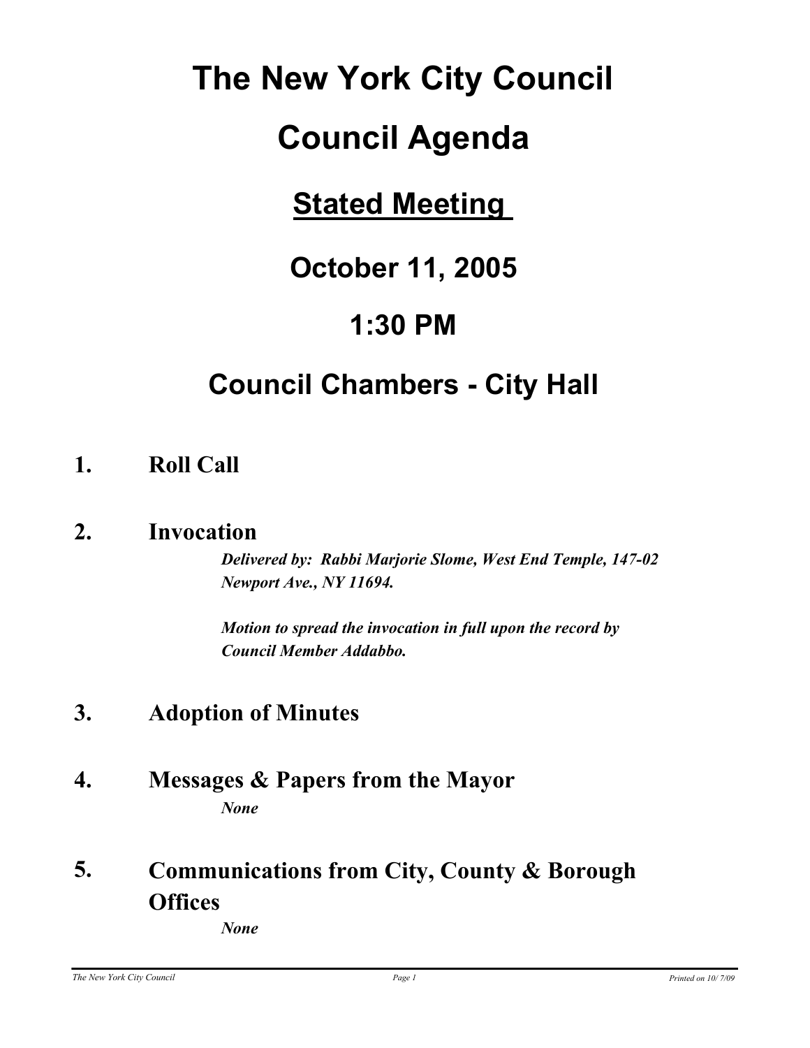# The New York City Council

# Council Agenda

## Stated Meeting

## October 11, 2005

## 1:30 PM

## Council Chambers - City Hall

**1. Roll Call**

**2. Invocation**

***Delivered by: Rabbi Marjorie Slome, West End Temple, 147-02 Newport Ave., NY 11694.***

***Motion to spread the invocation in full upon the record by Council Member Addabbo.***

**3. Adoption of Minutes**

**4. Messages & Papers from the Mayor**

***None***

**5. Communications from City, County & Borough Offices**

***None***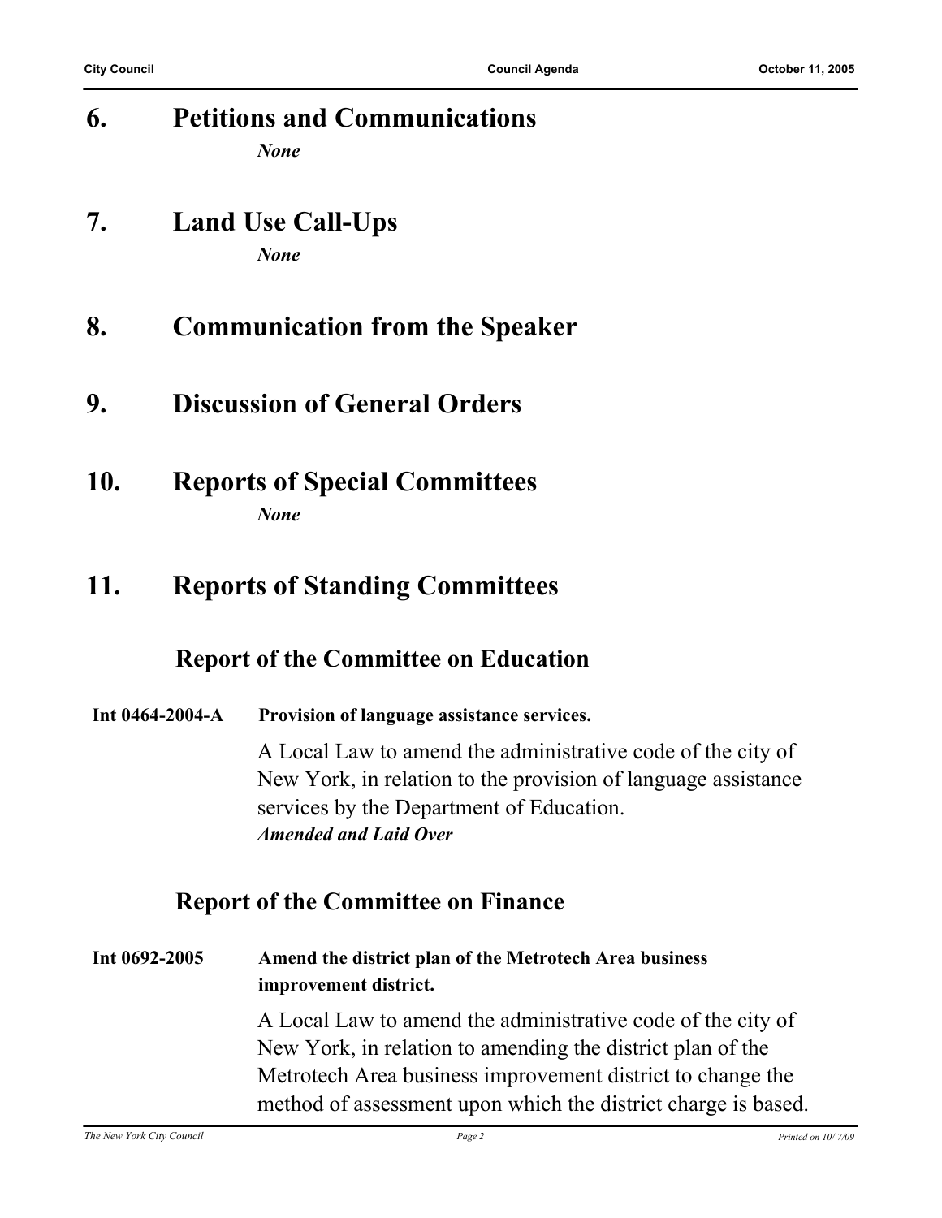## 6. Petitions and Communications

*None*

## 7. Land Use Call-Ups

*None*

## 8. Communication from the Speaker

## 9. Discussion of General Orders

## 10. Reports of Special Committees

*None*

## 11. Reports of Standing Committees

### Report of the Committee on Education

**Int 0464-2004-A** **Provision of language assistance services.**

A Local Law to amend the administrative code of the city of New York, in relation to the provision of language assistance services by the Department of Education.
***Amended and Laid Over***

### Report of the Committee on Finance

**Int 0692-2005** **Amend the district plan of the Metrotech Area business improvement district.**

A Local Law to amend the administrative code of the city of New York, in relation to amending the district plan of the Metrotech Area business improvement district to change the method of assessment upon which the district charge is based.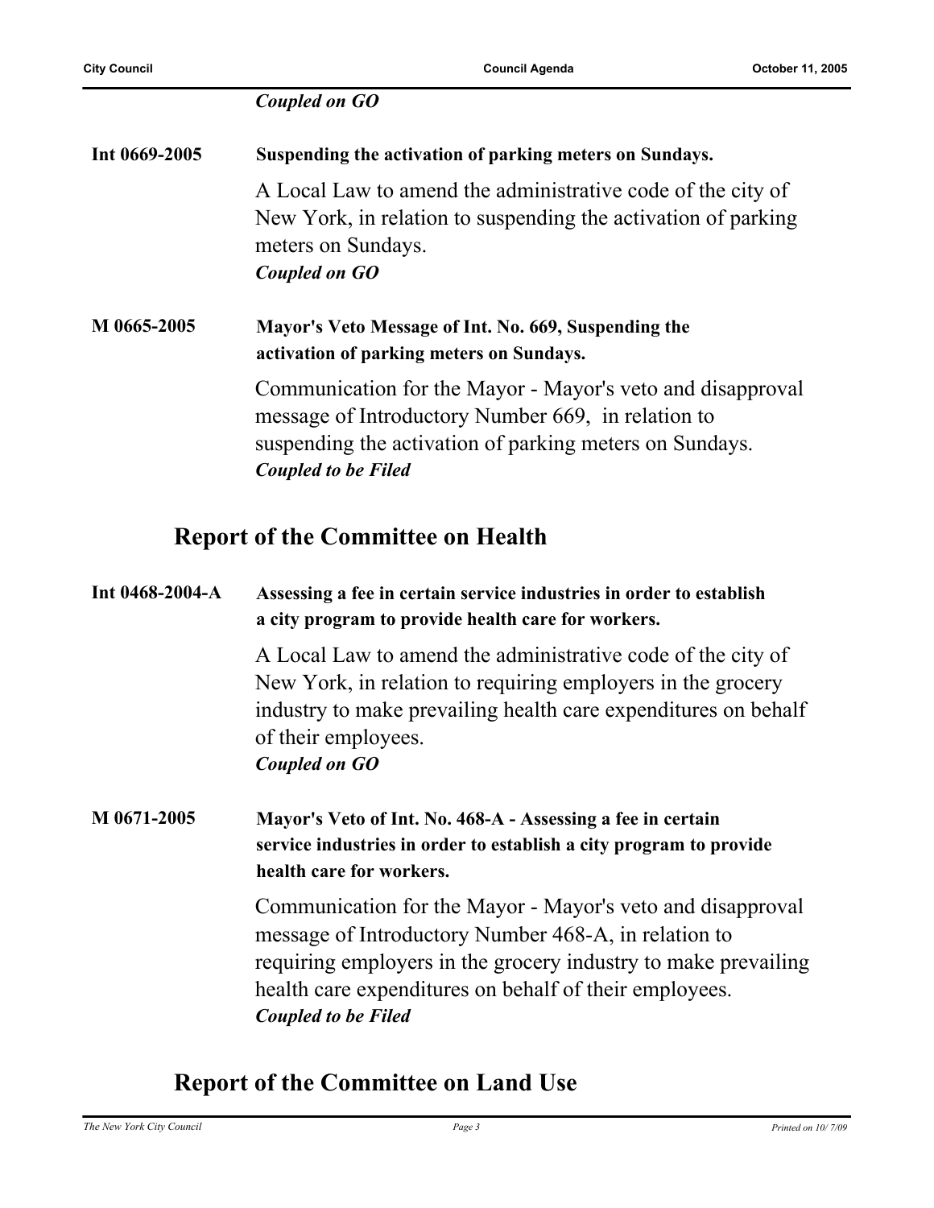*Coupled on GO*

**Int 0669-2005** **Suspending the activation of parking meters on Sundays.**

A Local Law to amend the administrative code of the city of New York, in relation to suspending the activation of parking meters on Sundays.
*Coupled on GO*

**M 0665-2005** **Mayor's Veto Message of Int. No. 669, Suspending the activation of parking meters on Sundays.**

Communication for the Mayor - Mayor's veto and disapproval message of Introductory Number 669, in relation to suspending the activation of parking meters on Sundays.
*Coupled to be Filed*

## Report of the Committee on Health

**Int 0468-2004-A** **Assessing a fee in certain service industries in order to establish a city program to provide health care for workers.**

A Local Law to amend the administrative code of the city of New York, in relation to requiring employers in the grocery industry to make prevailing health care expenditures on behalf of their employees.
*Coupled on GO*

**M 0671-2005** **Mayor's Veto of Int. No. 468-A - Assessing a fee in certain service industries in order to establish a city program to provide health care for workers.**

Communication for the Mayor - Mayor's veto and disapproval message of Introductory Number 468-A, in relation to requiring employers in the grocery industry to make prevailing health care expenditures on behalf of their employees.
*Coupled to be Filed*

## Report of the Committee on Land Use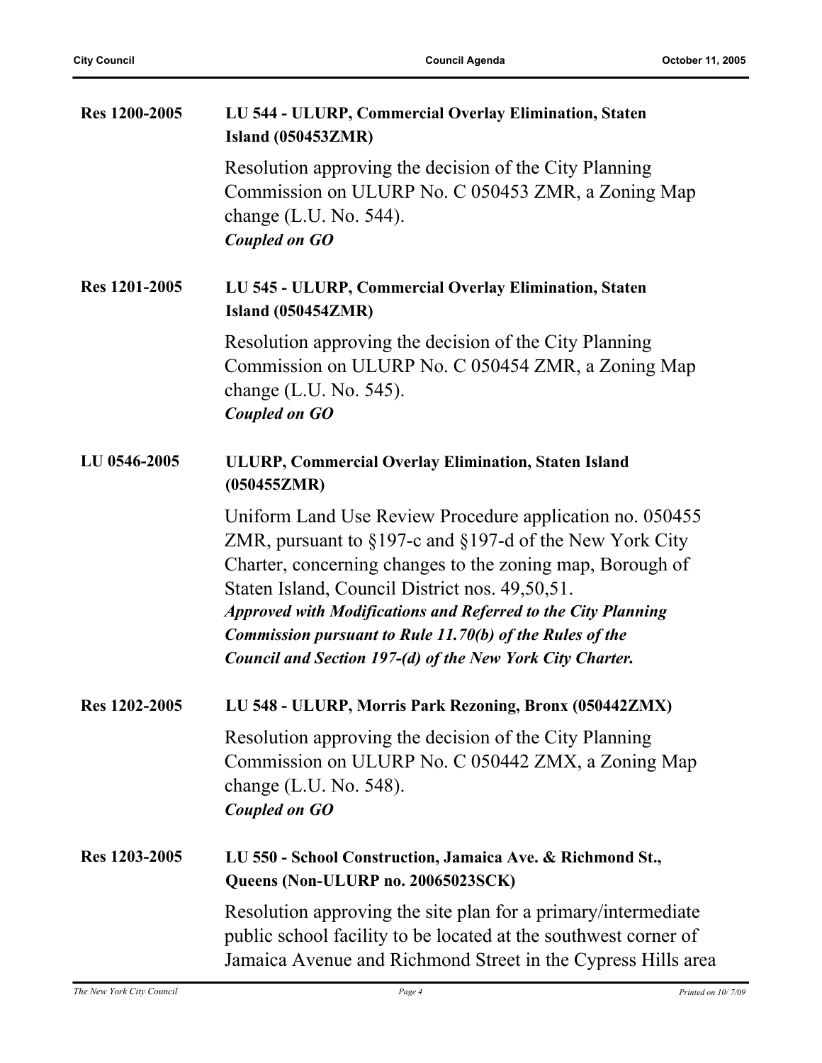**Res 1200-2005** **LU 544 - ULURP, Commercial Overlay Elimination, Staten Island (050453ZMR)**

Resolution approving the decision of the City Planning Commission on ULURP No. C 050453 ZMR, a Zoning Map change (L.U. No. 544).
***Coupled on GO***

**Res 1201-2005** **LU 545 - ULURP, Commercial Overlay Elimination, Staten Island (050454ZMR)**

Resolution approving the decision of the City Planning Commission on ULURP No. C 050454 ZMR, a Zoning Map change (L.U. No. 545).
***Coupled on GO***

**LU 0546-2005** **ULURP, Commercial Overlay Elimination, Staten Island (050455ZMR)**

Uniform Land Use Review Procedure application no. 050455 ZMR, pursuant to §197-c and §197-d of the New York City Charter, concerning changes to the zoning map, Borough of Staten Island, Council District nos. 49,50,51.
***Approved with Modifications and Referred to the City Planning Commission pursuant to Rule 11.70(b) of the Rules of the Council and Section 197-(d) of the New York City Charter.***

**Res 1202-2005** **LU 548 - ULURP, Morris Park Rezoning, Bronx (050442ZMX)**

Resolution approving the decision of the City Planning Commission on ULURP No. C 050442 ZMX, a Zoning Map change (L.U. No. 548).
***Coupled on GO***

**Res 1203-2005** **LU 550 - School Construction, Jamaica Ave. & Richmond St., Queens (Non-ULURP no. 20065023SCK)**

Resolution approving the site plan for a primary/intermediate public school facility to be located at the southwest corner of Jamaica Avenue and Richmond Street in the Cypress Hills area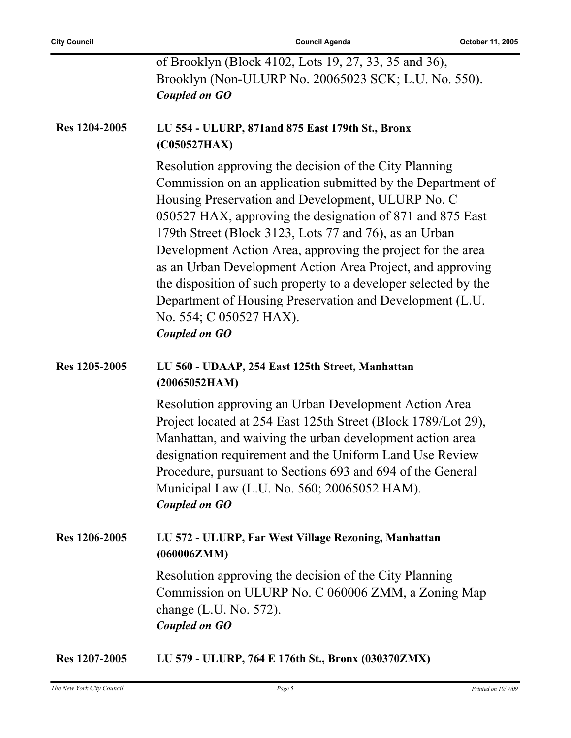of Brooklyn (Block 4102, Lots 19, 27, 33, 35 and 36), Brooklyn (Non-ULURP No. 20065023 SCK; L.U. No. 550).
***Coupled on GO***

**Res 1204-2005** **LU 554 - ULURP, 871and 875 East 179th St., Bronx (C050527HAX)**

Resolution approving the decision of the City Planning Commission on an application submitted by the Department of Housing Preservation and Development, ULURP No. C 050527 HAX, approving the designation of 871 and 875 East 179th Street (Block 3123, Lots 77 and 76), as an Urban Development Action Area, approving the project for the area as an Urban Development Action Area Project, and approving the disposition of such property to a developer selected by the Department of Housing Preservation and Development (L.U. No. 554; C 050527 HAX).
***Coupled on GO***

**Res 1205-2005** **LU 560 - UDAAP, 254 East 125th Street, Manhattan (20065052HAM)**

Resolution approving an Urban Development Action Area Project located at 254 East 125th Street (Block 1789/Lot 29), Manhattan, and waiving the urban development action area designation requirement and the Uniform Land Use Review Procedure, pursuant to Sections 693 and 694 of the General Municipal Law (L.U. No. 560; 20065052 HAM).
***Coupled on GO***

**Res 1206-2005** **LU 572 - ULURP, Far West Village Rezoning, Manhattan (060006ZMM)**

Resolution approving the decision of the City Planning Commission on ULURP No. C 060006 ZMM, a Zoning Map change (L.U. No. 572).
***Coupled on GO***

**Res 1207-2005** **LU 579 - ULURP, 764 E 176th St., Bronx (030370ZMX)**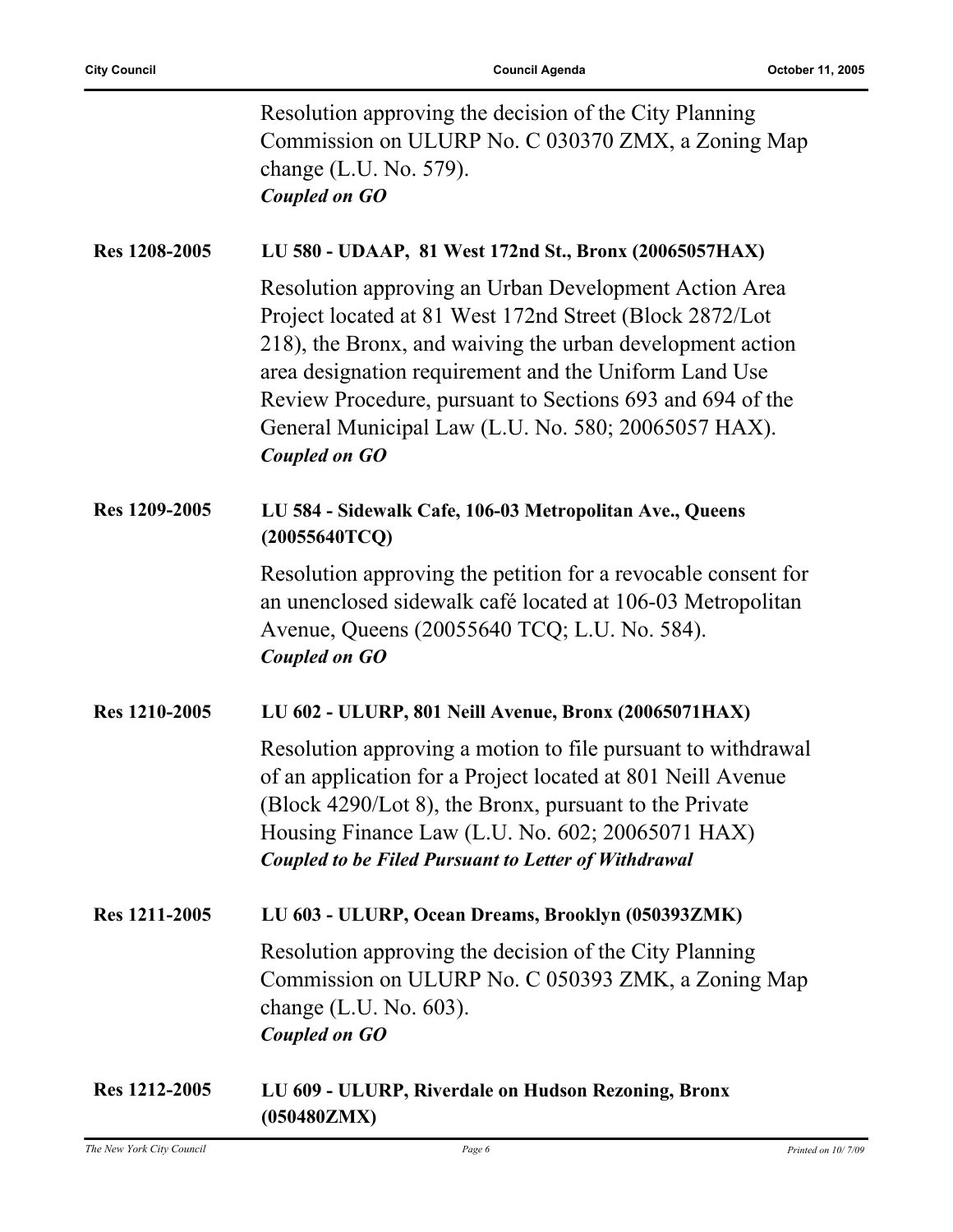Resolution approving the decision of the City Planning Commission on ULURP No. C 030370 ZMX, a Zoning Map change (L.U. No. 579).
***Coupled on GO***

**Res 1208-2005** **LU 580 - UDAAP, 81 West 172nd St., Bronx (20065057HAX)**

Resolution approving an Urban Development Action Area Project located at 81 West 172nd Street (Block 2872/Lot 218), the Bronx, and waiving the urban development action area designation requirement and the Uniform Land Use Review Procedure, pursuant to Sections 693 and 694 of the General Municipal Law (L.U. No. 580; 20065057 HAX).
***Coupled on GO***

**Res 1209-2005** **LU 584 - Sidewalk Cafe, 106-03 Metropolitan Ave., Queens (20055640TCQ)**

Resolution approving the petition for a revocable consent for an unenclosed sidewalk café located at 106-03 Metropolitan Avenue, Queens (20055640 TCQ; L.U. No. 584).
***Coupled on GO***

**Res 1210-2005** **LU 602 - ULURP, 801 Neill Avenue, Bronx (20065071HAX)**

Resolution approving a motion to file pursuant to withdrawal of an application for a Project located at 801 Neill Avenue (Block 4290/Lot 8), the Bronx, pursuant to the Private Housing Finance Law (L.U. No. 602; 20065071 HAX)
***Coupled to be Filed Pursuant to Letter of Withdrawal***

**Res 1211-2005** **LU 603 - ULURP, Ocean Dreams, Brooklyn (050393ZMK)**

Resolution approving the decision of the City Planning Commission on ULURP No. C 050393 ZMK, a Zoning Map change (L.U. No. 603).
***Coupled on GO***

**Res 1212-2005** **LU 609 - ULURP, Riverdale on Hudson Rezoning, Bronx (050480ZMX)**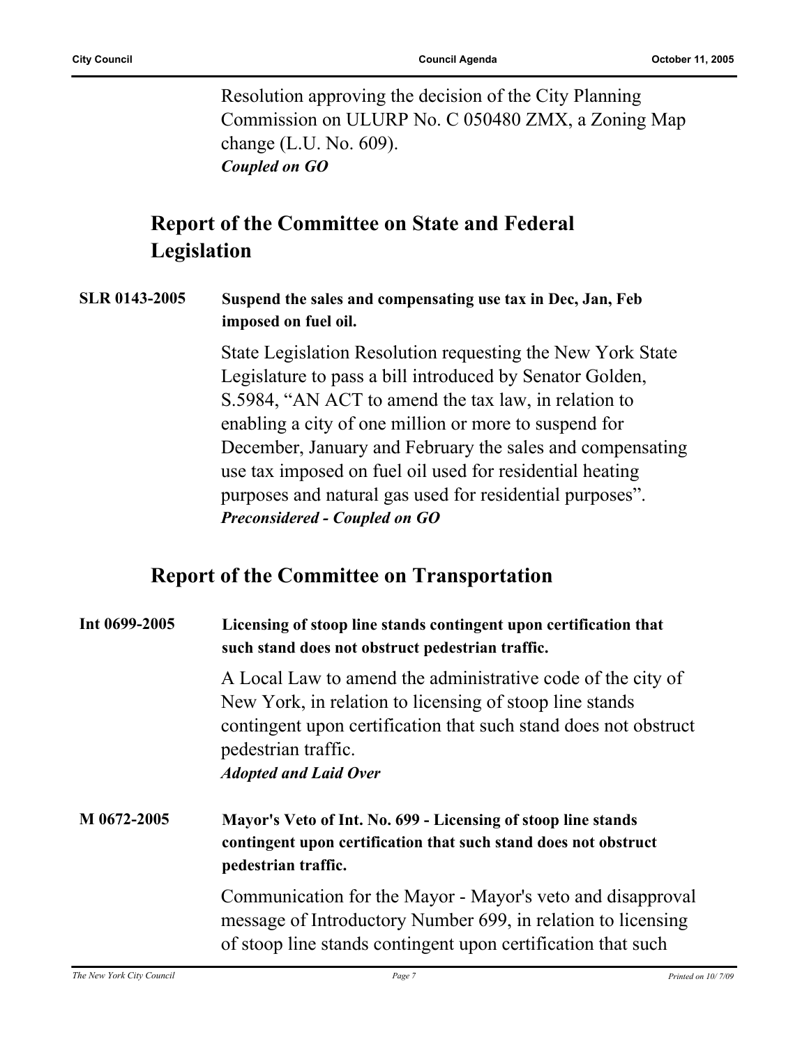Resolution approving the decision of the City Planning Commission on ULURP No. C 050480 ZMX, a Zoning Map change (L.U. No. 609).
***Coupled on GO***

## Report of the Committee on State and Federal Legislation

**SLR 0143-2005** **Suspend the sales and compensating use tax in Dec, Jan, Feb imposed on fuel oil.**

State Legislation Resolution requesting the New York State Legislature to pass a bill introduced by Senator Golden, S.5984, "AN ACT to amend the tax law, in relation to enabling a city of one million or more to suspend for December, January and February the sales and compensating use tax imposed on fuel oil used for residential heating purposes and natural gas used for residential purposes".
***Preconsidered - Coupled on GO***

## Report of the Committee on Transportation

**Int 0699-2005** **Licensing of stoop line stands contingent upon certification that such stand does not obstruct pedestrian traffic.**

A Local Law to amend the administrative code of the city of New York, in relation to licensing of stoop line stands contingent upon certification that such stand does not obstruct pedestrian traffic.
***Adopted and Laid Over***

**M 0672-2005** **Mayor's Veto of Int. No. 699 - Licensing of stoop line stands contingent upon certification that such stand does not obstruct pedestrian traffic.**

Communication for the Mayor - Mayor's veto and disapproval message of Introductory Number 699, in relation to licensing of stoop line stands contingent upon certification that such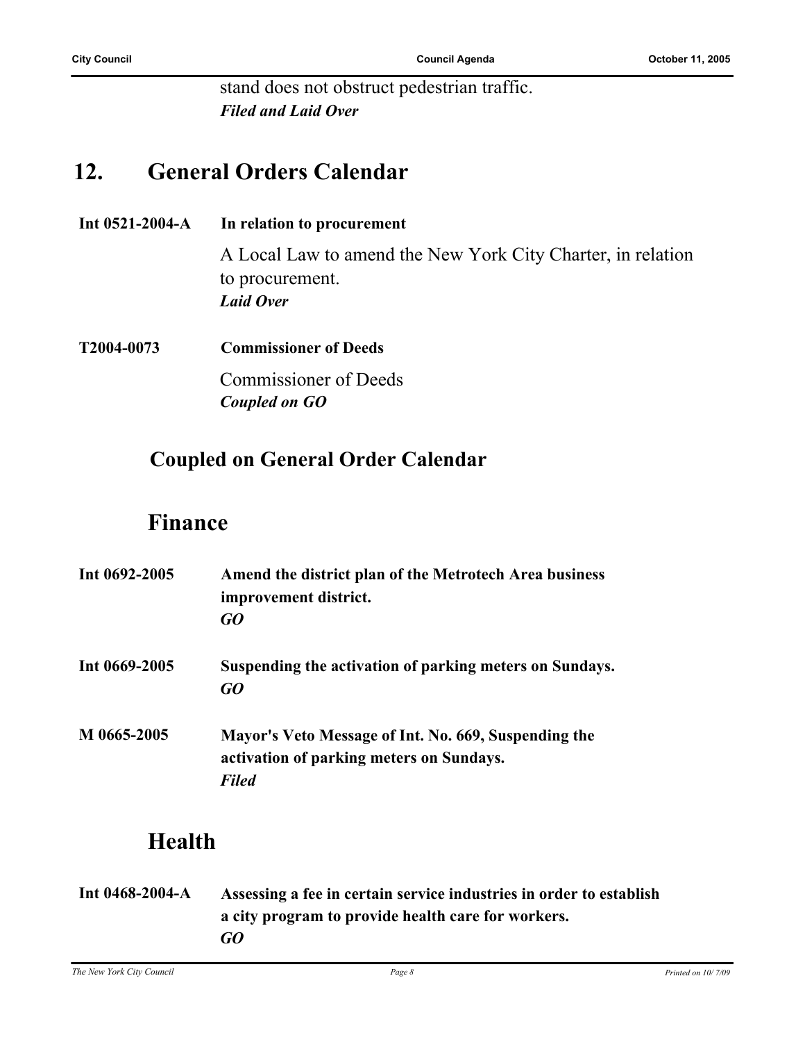stand does not obstruct pedestrian traffic.
***Filed and Laid Over***

## 12. General Orders Calendar

**Int 0521-2004-A** **In relation to procurement**

A Local Law to amend the New York City Charter, in relation to procurement.
***Laid Over***

**T2004-0073** **Commissioner of Deeds**

Commissioner of Deeds
***Coupled on GO***

### Coupled on General Order Calendar

### Finance

**Int 0692-2005** **Amend the district plan of the Metrotech Area business improvement district.**
***GO***

**Int 0669-2005** **Suspending the activation of parking meters on Sundays.**
***GO***

**M 0665-2005** **Mayor's Veto Message of Int. No. 669, Suspending the activation of parking meters on Sundays.**
***Filed***

### Health

**Int 0468-2004-A** **Assessing a fee in certain service industries in order to establish a city program to provide health care for workers.**
***GO***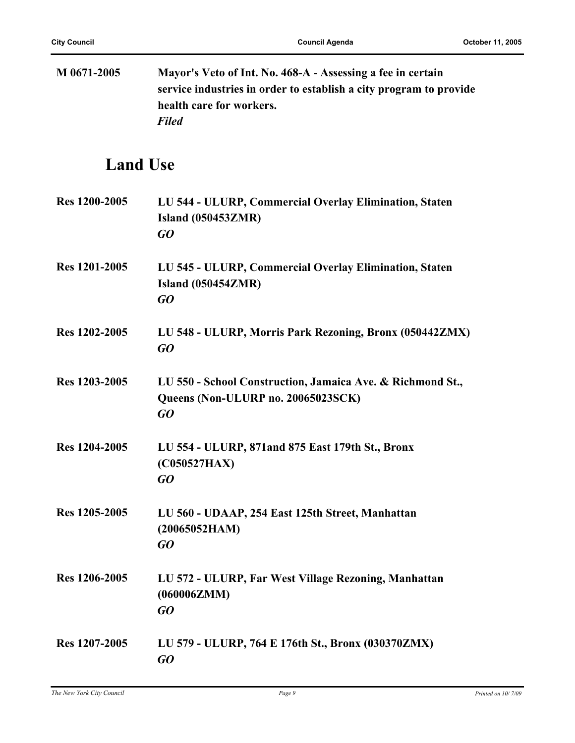**M 0671-2005** **Mayor's Veto of Int. No. 468-A - Assessing a fee in certain service industries in order to establish a city program to provide health care for workers.**
***Filed***

## Land Use

**Res 1200-2005** **LU 544 - ULURP, Commercial Overlay Elimination, Staten Island (050453ZMR)**
***GO***

**Res 1201-2005** **LU 545 - ULURP, Commercial Overlay Elimination, Staten Island (050454ZMR)**
***GO***

**Res 1202-2005** **LU 548 - ULURP, Morris Park Rezoning, Bronx (050442ZMX)**
***GO***

**Res 1203-2005** **LU 550 - School Construction, Jamaica Ave. & Richmond St., Queens (Non-ULURP no. 20065023SCK)**
***GO***

**Res 1204-2005** **LU 554 - ULURP, 871and 875 East 179th St., Bronx (C050527HAX)**
***GO***

**Res 1205-2005** **LU 560 - UDAAP, 254 East 125th Street, Manhattan (20065052HAM)**
***GO***

**Res 1206-2005** **LU 572 - ULURP, Far West Village Rezoning, Manhattan (060006ZMM)**
***GO***

**Res 1207-2005** **LU 579 - ULURP, 764 E 176th St., Bronx (030370ZMX)**
***GO***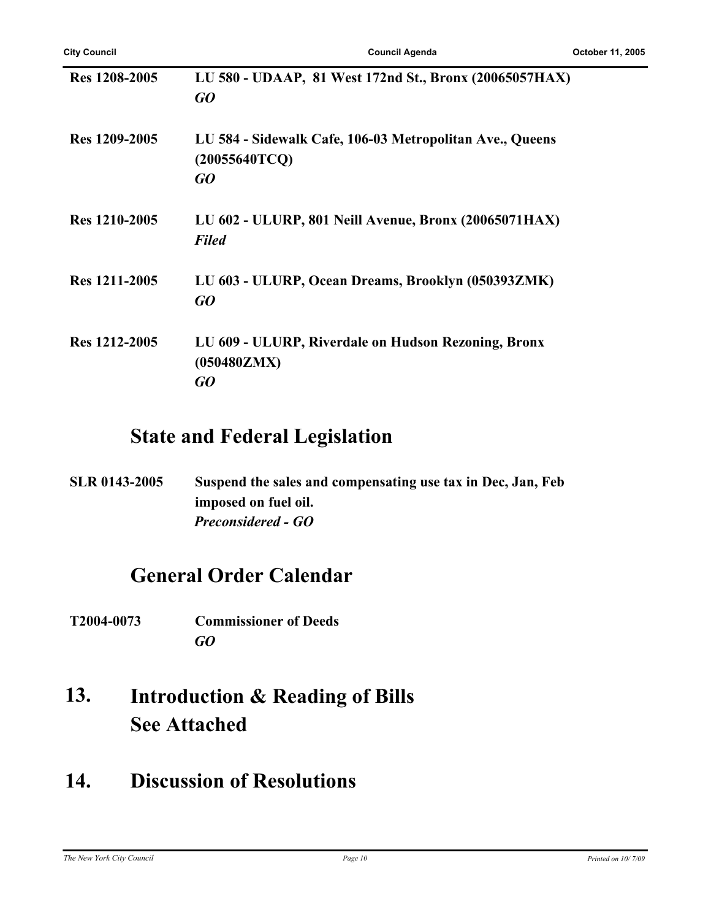**Res 1208-2005** **LU 580 - UDAAP, 81 West 172nd St., Bronx (20065057HAX)**
***GO***

**Res 1209-2005** **LU 584 - Sidewalk Cafe, 106-03 Metropolitan Ave., Queens (20055640TCQ)**
***GO***

**Res 1210-2005** **LU 602 - ULURP, 801 Neill Avenue, Bronx (20065071HAX)**
***Filed***

**Res 1211-2005** **LU 603 - ULURP, Ocean Dreams, Brooklyn (050393ZMK)**
***GO***

**Res 1212-2005** **LU 609 - ULURP, Riverdale on Hudson Rezoning, Bronx (050480ZMX)**
***GO***

## State and Federal Legislation

**SLR 0143-2005** **Suspend the sales and compensating use tax in Dec, Jan, Feb imposed on fuel oil.**
***Preconsidered - GO***

## General Order Calendar

**T2004-0073** **Commissioner of Deeds**
***GO***

## 13. Introduction & Reading of Bills See Attached

## 14. Discussion of Resolutions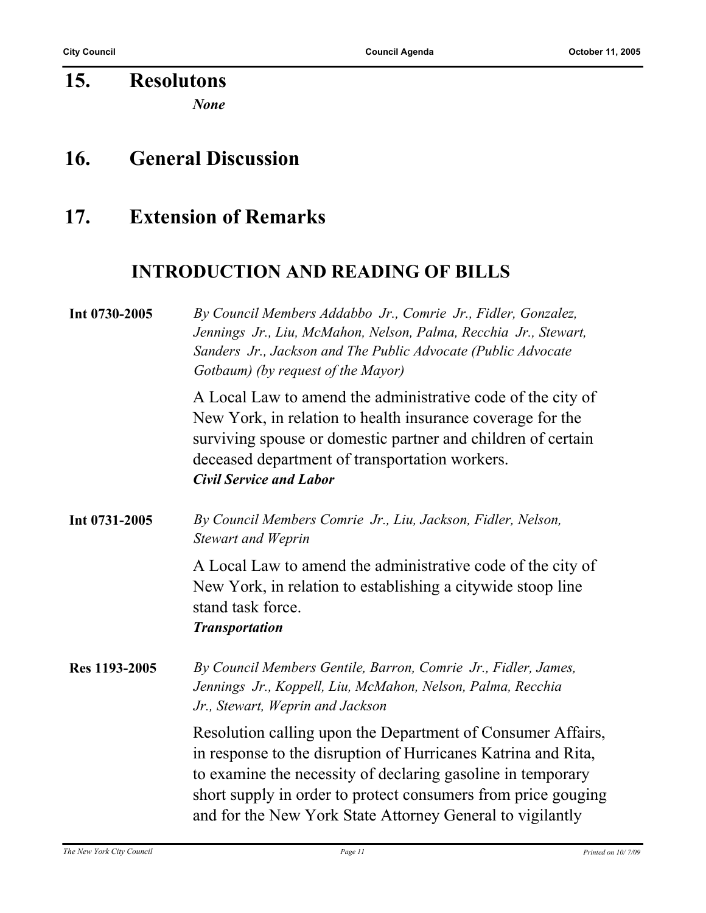## 15. Resolutons

*None*

## 16. General Discussion

## 17. Extension of Remarks

### INTRODUCTION AND READING OF BILLS

**Int 0730-2005**

*By Council Members Addabbo Jr., Comrie Jr., Fidler, Gonzalez, Jennings Jr., Liu, McMahon, Nelson, Palma, Recchia Jr., Stewart, Sanders Jr., Jackson and The Public Advocate (Public Advocate Gotbaum) (by request of the Mayor)*

A Local Law to amend the administrative code of the city of New York, in relation to health insurance coverage for the surviving spouse or domestic partner and children of certain deceased department of transportation workers.
***Civil Service and Labor***

**Int 0731-2005**

*By Council Members Comrie Jr., Liu, Jackson, Fidler, Nelson, Stewart and Weprin*

A Local Law to amend the administrative code of the city of New York, in relation to establishing a citywide stoop line stand task force.
***Transportation***

**Res 1193-2005**

*By Council Members Gentile, Barron, Comrie Jr., Fidler, James, Jennings Jr., Koppell, Liu, McMahon, Nelson, Palma, Recchia Jr., Stewart, Weprin and Jackson*

Resolution calling upon the Department of Consumer Affairs, in response to the disruption of Hurricanes Katrina and Rita, to examine the necessity of declaring gasoline in temporary short supply in order to protect consumers from price gouging and for the New York State Attorney General to vigilantly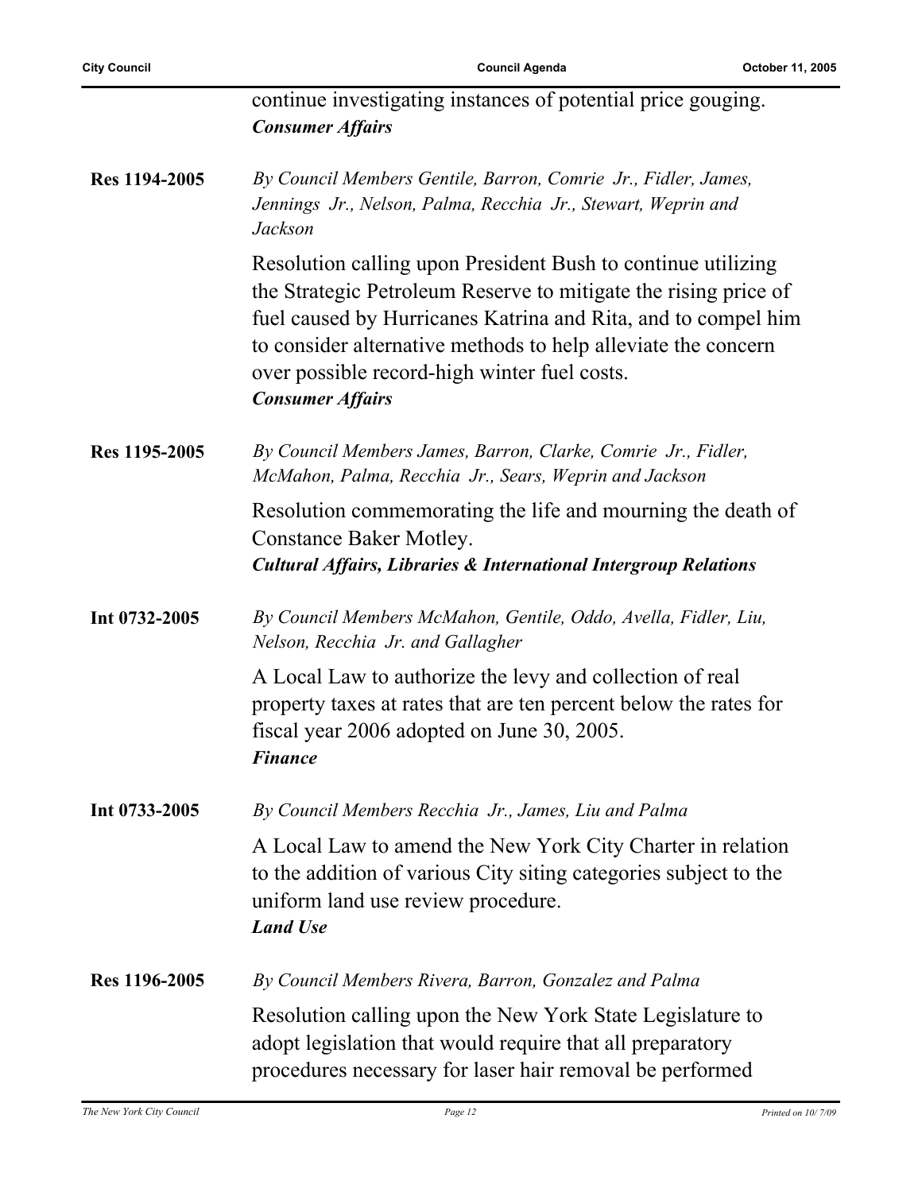continue investigating instances of potential price gouging.
***Consumer Affairs***

**Res 1194-2005**

*By Council Members Gentile, Barron, Comrie Jr., Fidler, James, Jennings Jr., Nelson, Palma, Recchia Jr., Stewart, Weprin and Jackson*

Resolution calling upon President Bush to continue utilizing the Strategic Petroleum Reserve to mitigate the rising price of fuel caused by Hurricanes Katrina and Rita, and to compel him to consider alternative methods to help alleviate the concern over possible record-high winter fuel costs.
***Consumer Affairs***

**Res 1195-2005**

*By Council Members James, Barron, Clarke, Comrie Jr., Fidler, McMahon, Palma, Recchia Jr., Sears, Weprin and Jackson*

Resolution commemorating the life and mourning the death of Constance Baker Motley.
***Cultural Affairs, Libraries & International Intergroup Relations***

**Int 0732-2005**

*By Council Members McMahon, Gentile, Oddo, Avella, Fidler, Liu, Nelson, Recchia Jr. and Gallagher*

A Local Law to authorize the levy and collection of real property taxes at rates that are ten percent below the rates for fiscal year 2006 adopted on June 30, 2005.
***Finance***

**Int 0733-2005**

*By Council Members Recchia Jr., James, Liu and Palma*

A Local Law to amend the New York City Charter in relation to the addition of various City siting categories subject to the uniform land use review procedure.
***Land Use***

**Res 1196-2005**

*By Council Members Rivera, Barron, Gonzalez and Palma*

Resolution calling upon the New York State Legislature to adopt legislation that would require that all preparatory procedures necessary for laser hair removal be performed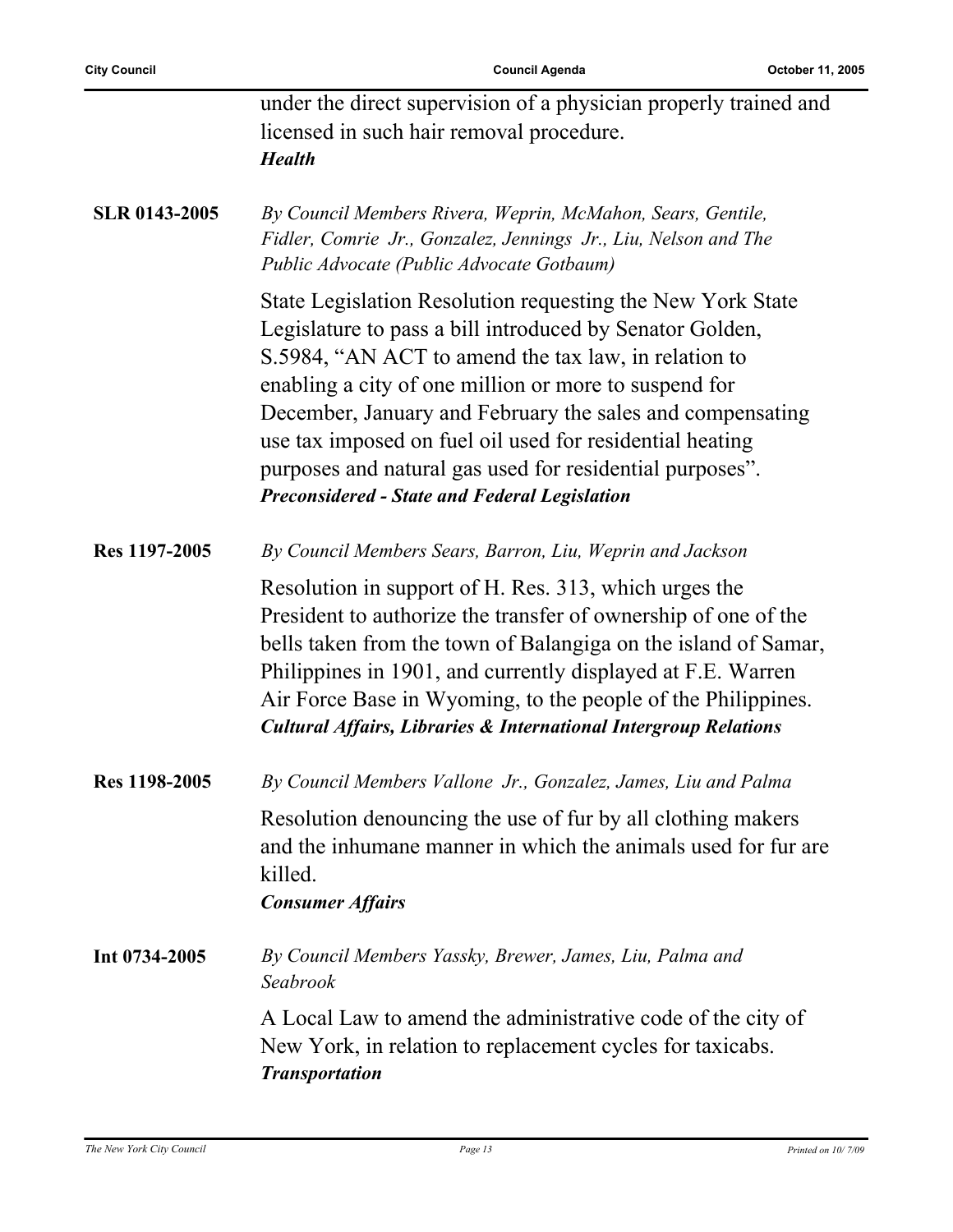under the direct supervision of a physician properly trained and licensed in such hair removal procedure.
***Health***

**SLR 0143-2005**

*By Council Members Rivera, Weprin, McMahon, Sears, Gentile, Fidler, Comrie Jr., Gonzalez, Jennings Jr., Liu, Nelson and The Public Advocate (Public Advocate Gotbaum)*

State Legislation Resolution requesting the New York State Legislature to pass a bill introduced by Senator Golden, S.5984, "AN ACT to amend the tax law, in relation to enabling a city of one million or more to suspend for December, January and February the sales and compensating use tax imposed on fuel oil used for residential heating purposes and natural gas used for residential purposes".
***Preconsidered - State and Federal Legislation***

**Res 1197-2005**

*By Council Members Sears, Barron, Liu, Weprin and Jackson*

Resolution in support of H. Res. 313, which urges the President to authorize the transfer of ownership of one of the bells taken from the town of Balangiga on the island of Samar, Philippines in 1901, and currently displayed at F.E. Warren Air Force Base in Wyoming, to the people of the Philippines.
***Cultural Affairs, Libraries & International Intergroup Relations***

**Res 1198-2005**

*By Council Members Vallone Jr., Gonzalez, James, Liu and Palma*

Resolution denouncing the use of fur by all clothing makers and the inhumane manner in which the animals used for fur are killed.
***Consumer Affairs***

**Int 0734-2005**

*By Council Members Yassky, Brewer, James, Liu, Palma and Seabrook*

A Local Law to amend the administrative code of the city of New York, in relation to replacement cycles for taxicabs.
***Transportation***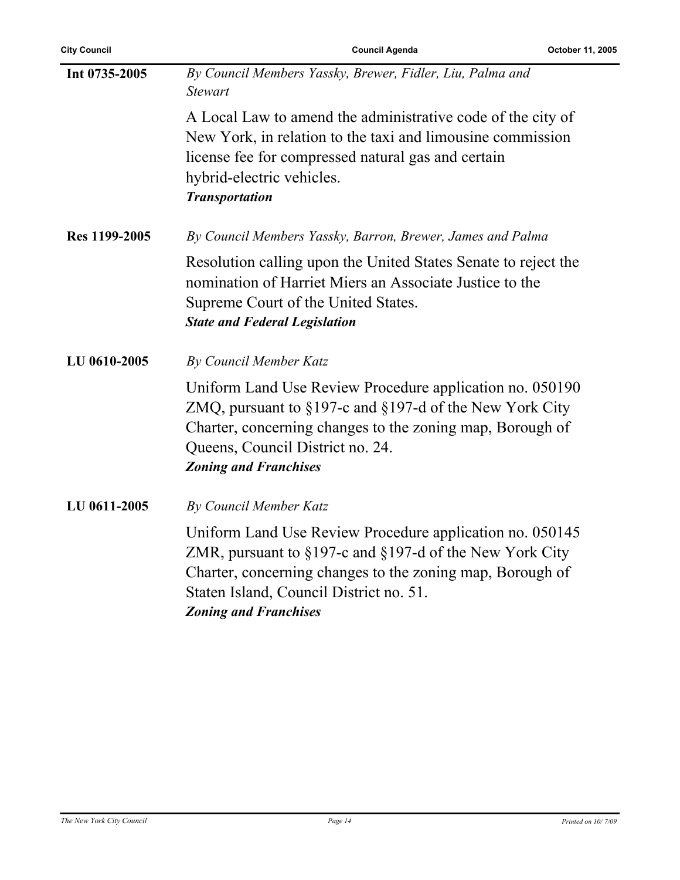**Int 0735-2005**

*By Council Members Yassky, Brewer, Fidler, Liu, Palma and Stewart*

A Local Law to amend the administrative code of the city of New York, in relation to the taxi and limousine commission license fee for compressed natural gas and certain hybrid-electric vehicles.
***Transportation***

**Res 1199-2005**

*By Council Members Yassky, Barron, Brewer, James and Palma*

Resolution calling upon the United States Senate to reject the nomination of Harriet Miers an Associate Justice to the Supreme Court of the United States.
***State and Federal Legislation***

**LU 0610-2005**

*By Council Member Katz*

Uniform Land Use Review Procedure application no. 050190 ZMQ, pursuant to §197-c and §197-d of the New York City Charter, concerning changes to the zoning map, Borough of Queens, Council District no. 24.
***Zoning and Franchises***

**LU 0611-2005**

*By Council Member Katz*

Uniform Land Use Review Procedure application no. 050145 ZMR, pursuant to §197-c and §197-d of the New York City Charter, concerning changes to the zoning map, Borough of Staten Island, Council District no. 51.
***Zoning and Franchises***